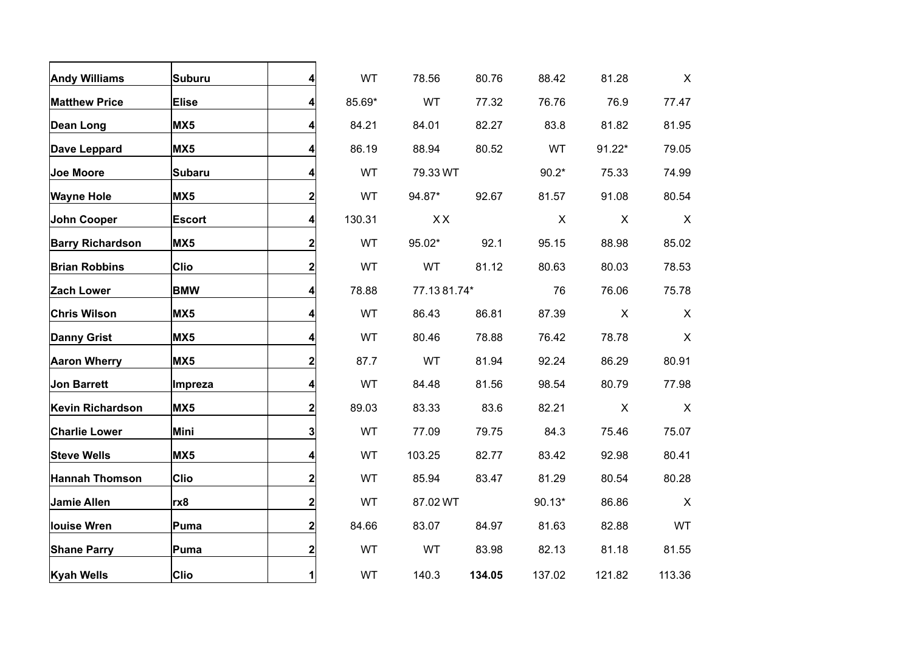| | | | | | | | | |
|---|---|---|---|---|---|---|---|---|
| **Andy Williams** | **Suburu** | **4** | WT | 78.56 | 80.76 | 88.42 | 81.28 | X |
| **Matthew Price** | **Elise** | **4** | 85.69* | WT | 77.32 | 76.76 | 76.9 | 77.47 |
| **Dean Long** | **MX5** | **4** | 84.21 | 84.01 | 82.27 | 83.8 | 81.82 | 81.95 |
| **Dave Leppard** | **MX5** | **4** | 86.19 | 88.94 | 80.52 | WT | 91.22* | 79.05 |
| **Joe Moore** | **Subaru** | **4** | WT | 79.33 WT | | 90.2* | 75.33 | 74.99 |
| **Wayne Hole** | **MX5** | **2** | WT | 94.87* | 92.67 | 81.57 | 91.08 | 80.54 |
| **John Cooper** | **Escort** | **4** | 130.31 | X X | | X | X | X |
| **Barry Richardson** | **MX5** | **2** | WT | 95.02* | 92.1 | 95.15 | 88.98 | 85.02 |
| **Brian Robbins** | **Clio** | **2** | WT | WT | 81.12 | 80.63 | 80.03 | 78.53 |
| **Zach Lower** | **BMW** | **4** | 78.88 | 77.13 81.74* | | 76 | 76.06 | 75.78 |
| **Chris Wilson** | **MX5** | **4** | WT | 86.43 | 86.81 | 87.39 | X | X |
| **Danny Grist** | **MX5** | **4** | WT | 80.46 | 78.88 | 76.42 | 78.78 | X |
| **Aaron Wherry** | **MX5** | **2** | 87.7 | WT | 81.94 | 92.24 | 86.29 | 80.91 |
| **Jon Barrett** | **Impreza** | **4** | WT | 84.48 | 81.56 | 98.54 | 80.79 | 77.98 |
| **Kevin Richardson** | **MX5** | **2** | 89.03 | 83.33 | 83.6 | 82.21 | X | X |
| **Charlie Lower** | **Mini** | **3** | WT | 77.09 | 79.75 | 84.3 | 75.46 | 75.07 |
| **Steve Wells** | **MX5** | **4** | WT | 103.25 | 82.77 | 83.42 | 92.98 | 80.41 |
| **Hannah Thomson** | **Clio** | **2** | WT | 85.94 | 83.47 | 81.29 | 80.54 | 80.28 |
| **Jamie Allen** | **rx8** | **2** | WT | 87.02 WT | | 90.13* | 86.86 | X |
| **louise Wren** | **Puma** | **2** | 84.66 | 83.07 | 84.97 | 81.63 | 82.88 | WT |
| **Shane Parry** | **Puma** | **2** | WT | WT | 83.98 | 82.13 | 81.18 | 81.55 |
| **Kyah Wells** | **Clio** | **1** | WT | 140.3 | **134.05** | 137.02 | 121.82 | 113.36 |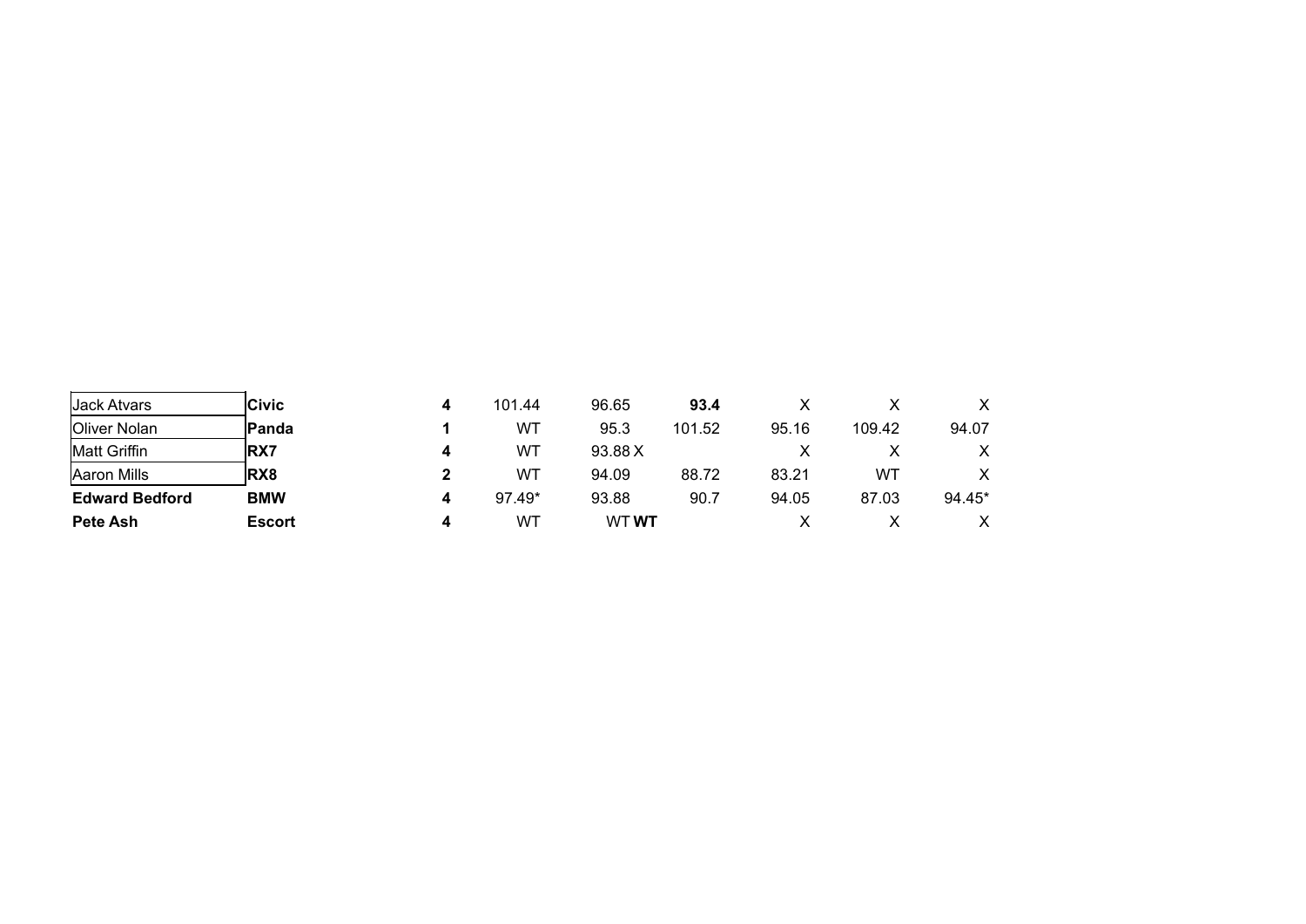| | | | | | | | | |
|---|---|---|---|---|---|---|---|---|
| Jack Atvars | **Civic** | **4** | 101.44 | 96.65 | **93.4** | X | X | X |
| Oliver Nolan | **Panda** | **1** | WT | 95.3 | 101.52 | 95.16 | 109.42 | 94.07 |
| Matt Griffin | **RX7** | **4** | WT | 93.88 | X | X | X | X |
| Aaron Mills | **RX8** | **2** | WT | 94.09 | 88.72 | 83.21 | WT | X |
| **Edward Bedford** | **BMW** | **4** | 97.49* | 93.88 | 90.7 | 94.05 | 87.03 | 94.45* |
| **Pete Ash** | **Escort** | **4** | WT | WT | **WT** | X | X | X |